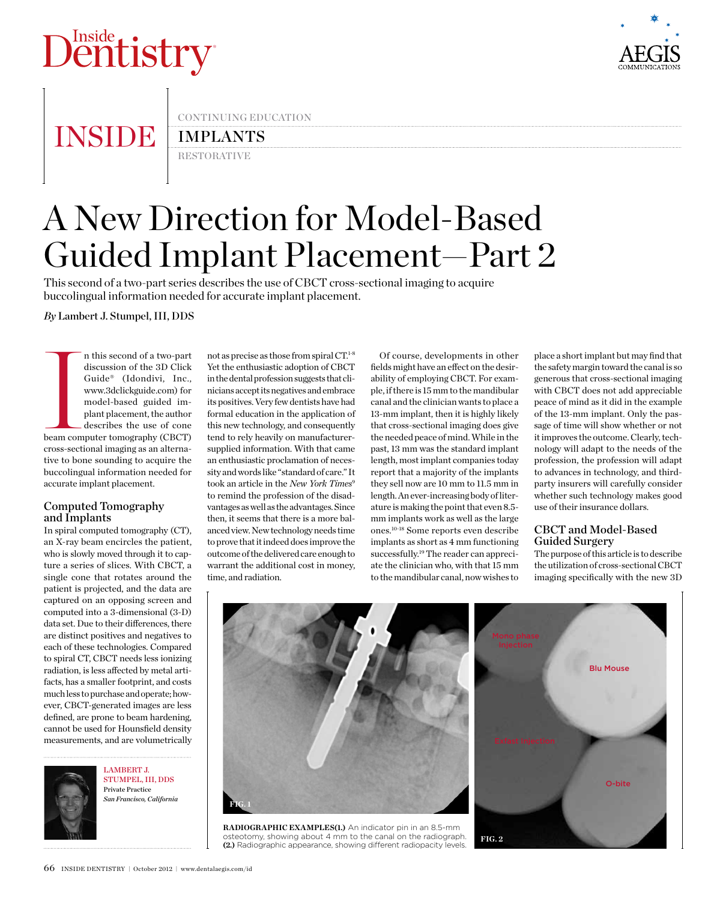CONTINUING EDUCATION

IMPLANTS

RESTORATIVE

# A New Direction for Model-Based Guided Implant Placement—Part 2

This second of a two-part series describes the use of CBCT cross-sectional imaging to acquire buccolingual information needed for accurate implant placement.

*By* Lambert J. Stumpel, III, DDS

In this second of a two-part discussion of the 3D Click Guide® (Idondivi, Inc., www.3dclickguide.com) for model-based guided implant placement, the author describes the use of cone beam computer tomography (CBCT) cross-sectional imaging as an alternative to bone sounding to acquire the buccolingual information needed for accurate implant placement.

## Computed Tomography and Implants

In spiral computed tomography (CT), an X-ray beam encircles the patient, who is slowly moved through it to capture a series of slices. With CBCT, a single cone that rotates around the patient is projected, and the data are captured on an opposing screen and computed into a 3-dimensional (3-D) data set. Due to their differences, there are distinct positives and negatives to each of these technologies. Compared to spiral CT, CBCT needs less ionizing radiation, is less affected by metal artifacts, has a smaller footprint, and costs much less to purchase and operate; however, CBCT-generated images are less defined, are prone to beam hardening, cannot be used for Hounsfield density measurements, and are volumetrically not as precise as those from spiral CT.[1-8] Yet the enthusiastic adoption of CBCT in the dental profession suggests that clinicians accept its negatives and embrace its positives. Very few dentists have had formal education in the application of this new technology, and consequently tend to rely heavily on manufacturer-supplied information. With that came an enthusiastic proclamation of necessity and words like "standard of care." It took an article in the *New York Times*[9] to remind the profession of the disadvantages as well as the advantages. Since then, it seems that there is a more balanced view. New technology needs time to prove that it indeed does improve the outcome of the delivered care enough to warrant the additional cost in money, time, and radiation.

Of course, developments in other fields might have an effect on the desirability of employing CBCT. For example, if there is 15 mm to the mandibular canal and the clinician wants to place a 13-mm implant, then it is highly likely that cross-sectional imaging does give the needed peace of mind. While in the past, 13 mm was the standard implant length, most implant companies today report that a majority of the implants they sell now are 10 mm to 11.5 mm in length. An ever-increasing body of literature is making the point that even 8.5-mm implants work as well as the large ones.[10-18] Some reports even describe implants as short as 4 mm functioning successfully.[19] The reader can appreciate the clinician who, with that 15 mm to the mandibular canal, now wishes to place a short implant but may find that the safety margin toward the canal is so generous that cross-sectional imaging with CBCT does not add appreciable peace of mind as it did in the example of the 13-mm implant. Only the passage of time will show whether or not it improves the outcome. Clearly, technology will adapt to the needs of the profession, the profession will adapt to advances in technology, and third-party insurers will carefully consider whether such technology makes good use of their insurance dollars.

## CBCT and Model-Based Guided Surgery

The purpose of this article is to describe the utilization of cross-sectional CBCT imaging specifically with the new 3D

LAMBERT J. STUMPEL, III, DDS
Private Practice
*San Francisco, California*

FIG. 1

FIG. 2

Mono phase Injection

Blu Mouse

Exfast Injection

O-bite

**RADIOGRAPHIC EXAMPLES(1.)** An indicator pin in an 8.5-mm osteotomy, showing about 4 mm to the canal on the radiograph. **(2.)** Radiographic appearance, showing different radiopacity levels.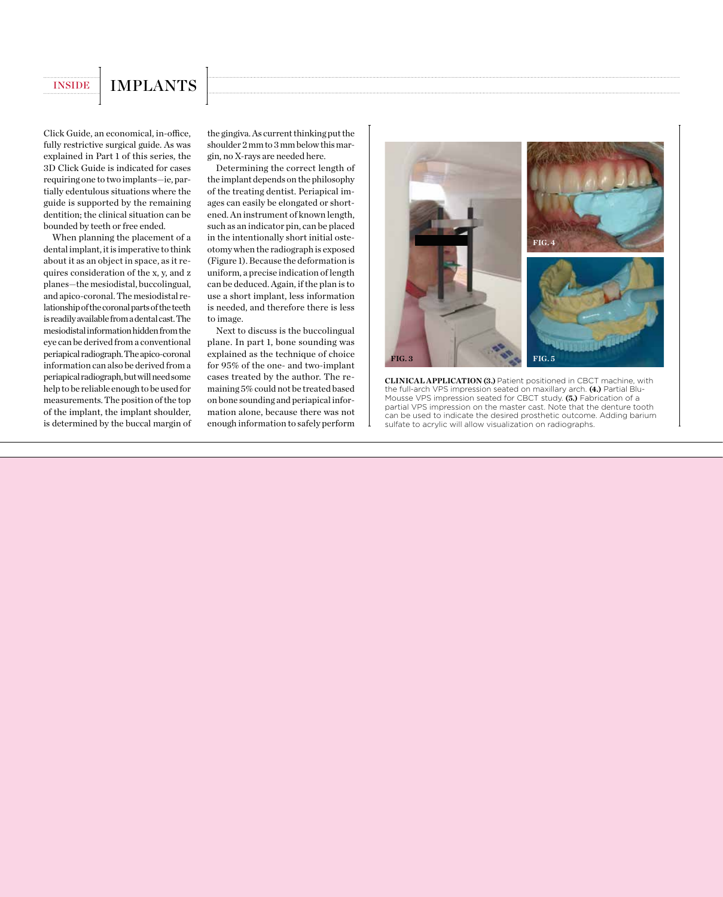Click Guide, an economical, in-office, fully restrictive surgical guide. As was explained in Part 1 of this series, the 3D Click Guide is indicated for cases requiring one to two implants—ie, partially edentulous situations where the guide is supported by the remaining dentition; the clinical situation can be bounded by teeth or free ended.

When planning the placement of a dental implant, it is imperative to think about it as an object in space, as it requires consideration of the x, y, and z planes—the mesiodistal, buccolingual, and apico-coronal. The mesiodistal relationship of the coronal parts of the teeth is readily available from a dental cast. The mesiodistal information hidden from the eye can be derived from a conventional periapical radiograph. The apico-coronal information can also be derived from a periapical radiograph, but will need some help to be reliable enough to be used for measurements. The position of the top of the implant, the implant shoulder, is determined by the buccal margin of the gingiva. As current thinking put the shoulder 2 mm to 3 mm below this margin, no X-rays are needed here.

Determining the correct length of the implant depends on the philosophy of the treating dentist. Periapical images can easily be elongated or shortened. An instrument of known length, such as an indicator pin, can be placed in the intentionally short initial osteotomy when the radiograph is exposed (Figure 1). Because the deformation is uniform, a precise indication of length can be deduced. Again, if the plan is to use a short implant, less information is needed, and therefore there is less to image.

Next to discuss is the buccolingual plane. In part 1, bone sounding was explained as the technique of choice for 95% of the one- and two-implant cases treated by the author. The remaining 5% could not be treated based on bone sounding and periapical information alone, because there was not enough information to safely perform

FIG. 3

FIG. 4

FIG. 5

**CLINICAL APPLICATION (3.)** Patient positioned in CBCT machine, with the full-arch VPS impression seated on maxillary arch. **(4.)** Partial Blu-Mousse VPS impression seated for CBCT study. **(5.)** Fabrication of a partial VPS impression on the master cast. Note that the denture tooth can be used to indicate the desired prosthetic outcome. Adding barium sulfate to acrylic will allow visualization on radiographs.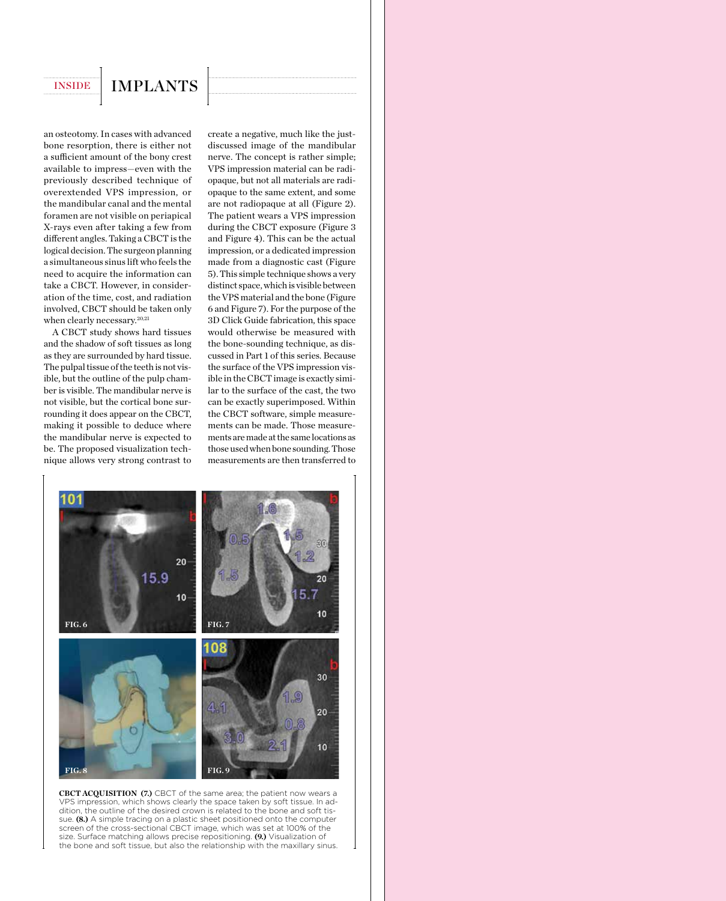an osteotomy. In cases with advanced bone resorption, there is either not a sufficient amount of the bony crest available to impress—even with the previously described technique of overextended VPS impression, or the mandibular canal and the mental foramen are not visible on periapical X-rays even after taking a few from different angles. Taking a CBCT is the logical decision. The surgeon planning a simultaneous sinus lift who feels the need to acquire the information can take a CBCT. However, in consideration of the time, cost, and radiation involved, CBCT should be taken only when clearly necessary.[20,21]

A CBCT study shows hard tissues and the shadow of soft tissues as long as they are surrounded by hard tissue. The pulpal tissue of the teeth is not visible, but the outline of the pulp chamber is visible. The mandibular nerve is not visible, but the cortical bone surrounding it does appear on the CBCT, making it possible to deduce where the mandibular nerve is expected to be. The proposed visualization technique allows very strong contrast to create a negative, much like the just-discussed image of the mandibular nerve. The concept is rather simple; VPS impression material can be radiopaque, but not all materials are radiopaque to the same extent, and some are not radiopaque at all (Figure 2). The patient wears a VPS impression during the CBCT exposure (Figure 3 and Figure 4). This can be the actual impression, or a dedicated impression made from a diagnostic cast (Figure 5). This simple technique shows a very distinct space, which is visible between the VPS material and the bone (Figure 6 and Figure 7). For the purpose of the 3D Click Guide fabrication, this space would otherwise be measured with the bone-sounding technique, as discussed in Part 1 of this series. Because the surface of the VPS impression visible in the CBCT image is exactly similar to the surface of the cast, the two can be exactly superimposed. Within the CBCT software, simple measurements can be made. Those measurements are made at the same locations as those used when bone sounding. Those measurements are then transferred to

FIG. 6

FIG. 7

FIG. 8

FIG. 9

**CBCT ACQUISITION (7.)** CBCT of the same area; the patient now wears a VPS impression, which shows clearly the space taken by soft tissue. In addition, the outline of the desired crown is related to the bone and soft tissue. **(8.)** A simple tracing on a plastic sheet positioned onto the computer screen of the cross-sectional CBCT image, which was set at 100% of the size. Surface matching allows precise repositioning. **(9.)** Visualization of the bone and soft tissue, but also the relationship with the maxillary sinus.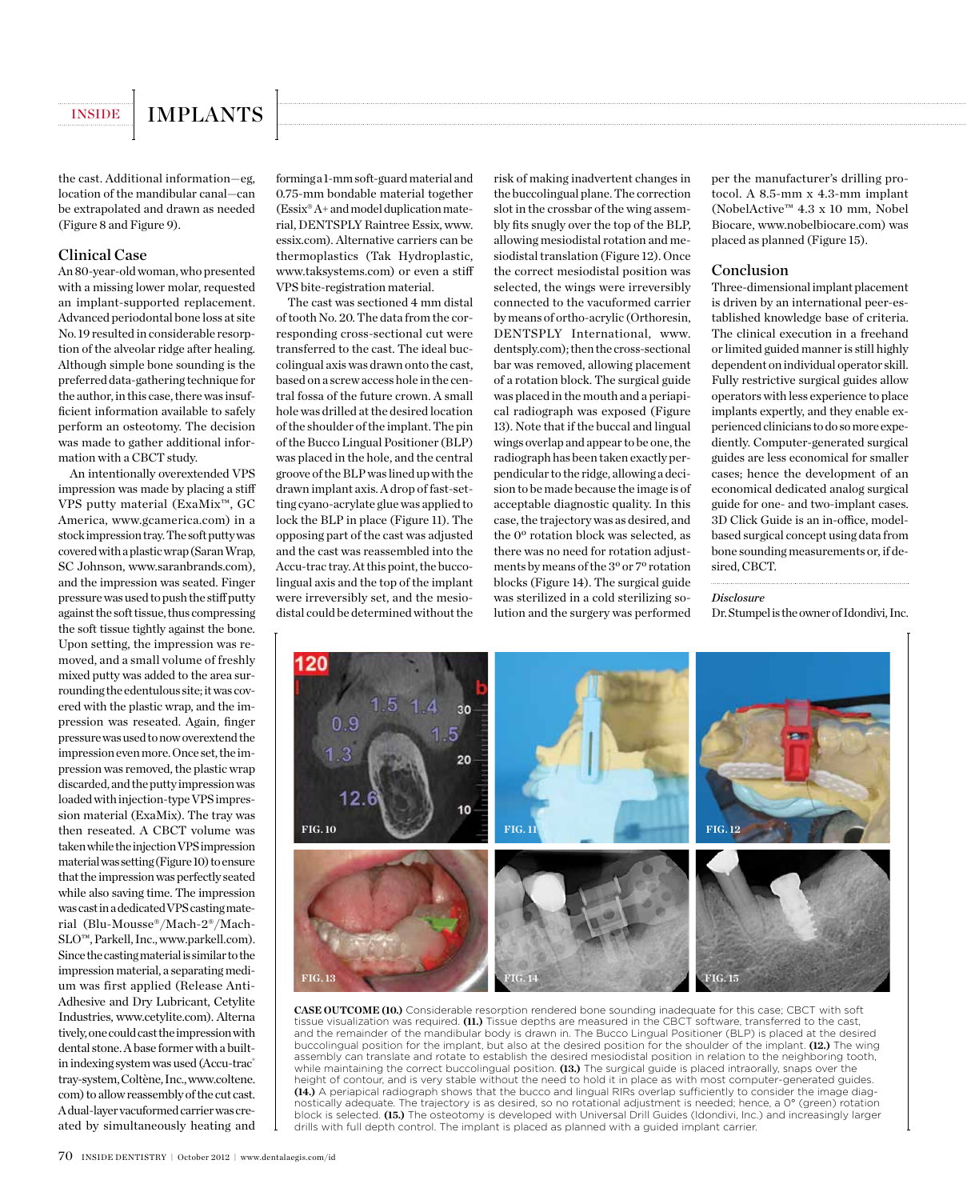the cast. Additional information—eg, location of the mandibular canal—can be extrapolated and drawn as needed (Figure 8 and Figure 9).

## Clinical Case

An 80-year-old woman, who presented with a missing lower molar, requested an implant-supported replacement. Advanced periodontal bone loss at site No. 19 resulted in considerable resorption of the alveolar ridge after healing. Although simple bone sounding is the preferred data-gathering technique for the author, in this case, there was insufficient information available to safely perform an osteotomy. The decision was made to gather additional information with a CBCT study.

An intentionally overextended VPS impression was made by placing a stiff VPS putty material (ExaMix™, GC America, www.gcamerica.com) in a stock impression tray. The soft putty was covered with a plastic wrap (Saran Wrap, SC Johnson, www.saranbrands.com), and the impression was seated. Finger pressure was used to push the stiff putty against the soft tissue, thus compressing the soft tissue tightly against the bone. Upon setting, the impression was removed, and a small volume of freshly mixed putty was added to the area surrounding the edentulous site; it was covered with the plastic wrap, and the impression was reseated. Again, finger pressure was used to now overextend the impression even more. Once set, the impression was removed, the plastic wrap discarded, and the putty impression was loaded with injection-type VPS impression material (ExaMix). The tray was then reseated. A CBCT volume was taken while the injection VPS impression material was setting (Figure 10) to ensure that the impression was perfectly seated while also saving time. The impression was cast in a dedicated VPS casting material (Blu-Mousse®/Mach-2®/Mach-SLO™, Parkell, Inc., www.parkell.com). Since the casting material is similar to the impression material, a separating medium was first applied (Release Anti-Adhesive and Dry Lubricant, Cetylite Industries, www.cetylite.com). Alternatively, one could cast the impression with dental stone. A base former with a built-in indexing system was used (Accu-trac® tray-system, Coltène, Inc., www.coltene.com) to allow reassembly of the cut cast. A dual-layer vacuformed carrier was created by simultaneously heating and forming a 1-mm soft-guard material and 0.75-mm bondable material together (Essix® A+ and model duplication material, DENTSPLY Raintree Essix, www.essix.com). Alternative carriers can be thermoplastics (Tak Hydroplastic, www.taksystems.com) or even a stiff VPS bite-registration material.

The cast was sectioned 4 mm distal of tooth No. 20. The data from the corresponding cross-sectional cut were transferred to the cast. The ideal buccolingual axis was drawn onto the cast, based on a screw access hole in the central fossa of the future crown. A small hole was drilled at the desired location of the shoulder of the implant. The pin of the Bucco Lingual Positioner (BLP) was placed in the hole, and the central groove of the BLP was lined up with the drawn implant axis. A drop of fast-setting cyano-acrylate glue was applied to lock the BLP in place (Figure 11). The opposing part of the cast was adjusted and the cast was reassembled into the Accu-trac tray. At this point, the buccolingual axis and the top of the implant were irreversibly set, and the mesiodistal could be determined without the risk of making inadvertent changes in the buccolingual plane. The correction slot in the crossbar of the wing assembly fits snugly over the top of the BLP, allowing mesiodistal rotation and mesiodistal translation (Figure 12). Once the correct mesiodistal position was selected, the wings were irreversibly connected to the vacuformed carrier by means of ortho-acrylic (Orthoresin, DENTSPLY International, www.dentsply.com); then the cross-sectional bar was removed, allowing placement of a rotation block. The surgical guide was placed in the mouth and a periapical radiograph was exposed (Figure 13). Note that if the buccal and lingual wings overlap and appear to be one, the radiograph has been taken exactly perpendicular to the ridge, allowing a decision to be made because the image is of acceptable diagnostic quality. In this case, the trajectory was as desired, and the 0º rotation block was selected, as there was no need for rotation adjustments by means of the 3º or 7º rotation blocks (Figure 14). The surgical guide was sterilized in a cold sterilizing solution and the surgery was performed per the manufacturer's drilling protocol. A 8.5-mm x 4.3-mm implant (NobelActive™ 4.3 x 10 mm, Nobel Biocare, www.nobelbiocare.com) was placed as planned (Figure 15).

## Conclusion

Three-dimensional implant placement is driven by an international peer-established knowledge base of criteria. The clinical execution in a freehand or limited guided manner is still highly dependent on individual operator skill. Fully restrictive surgical guides allow operators with less experience to place implants expertly, and they enable experienced clinicians to do so more expediently. Computer-generated surgical guides are less economical for smaller cases; hence the development of an economical dedicated analog surgical guide for one- and two-implant cases. 3D Click Guide is an in-office, model-based surgical concept using data from bone sounding measurements or, if desired, CBCT.

### *Disclosure*

Dr. Stumpel is the owner of Idondivi, Inc.

**CASE OUTCOME (10.)** Considerable resorption rendered bone sounding inadequate for this case; CBCT with soft tissue visualization was required. **(11.)** Tissue depths are measured in the CBCT software, transferred to the cast, and the remainder of the mandibular body is drawn in. The Bucco Lingual Positioner (BLP) is placed at the desired buccolingual position for the implant, but also at the desired position for the shoulder of the implant. **(12.)** The wing assembly can translate and rotate to establish the desired mesiodistal position in relation to the neighboring tooth, while maintaining the correct buccolingual position. **(13.)** The surgical guide is placed intraorally, snaps over the height of contour, and is very stable without the need to hold it in place as with most computer-generated guides. **(14.)** A periapical radiograph shows that the bucco and lingual RIRs overlap sufficiently to consider the image diagnostically adequate. The trajectory is as desired, so no rotational adjustment is needed; hence, a 0° (green) rotation block is selected. **(15.)** The osteotomy is developed with Universal Drill Guides (Idondivi, Inc.) and increasingly larger drills with full depth control. The implant is placed as planned with a guided implant carrier.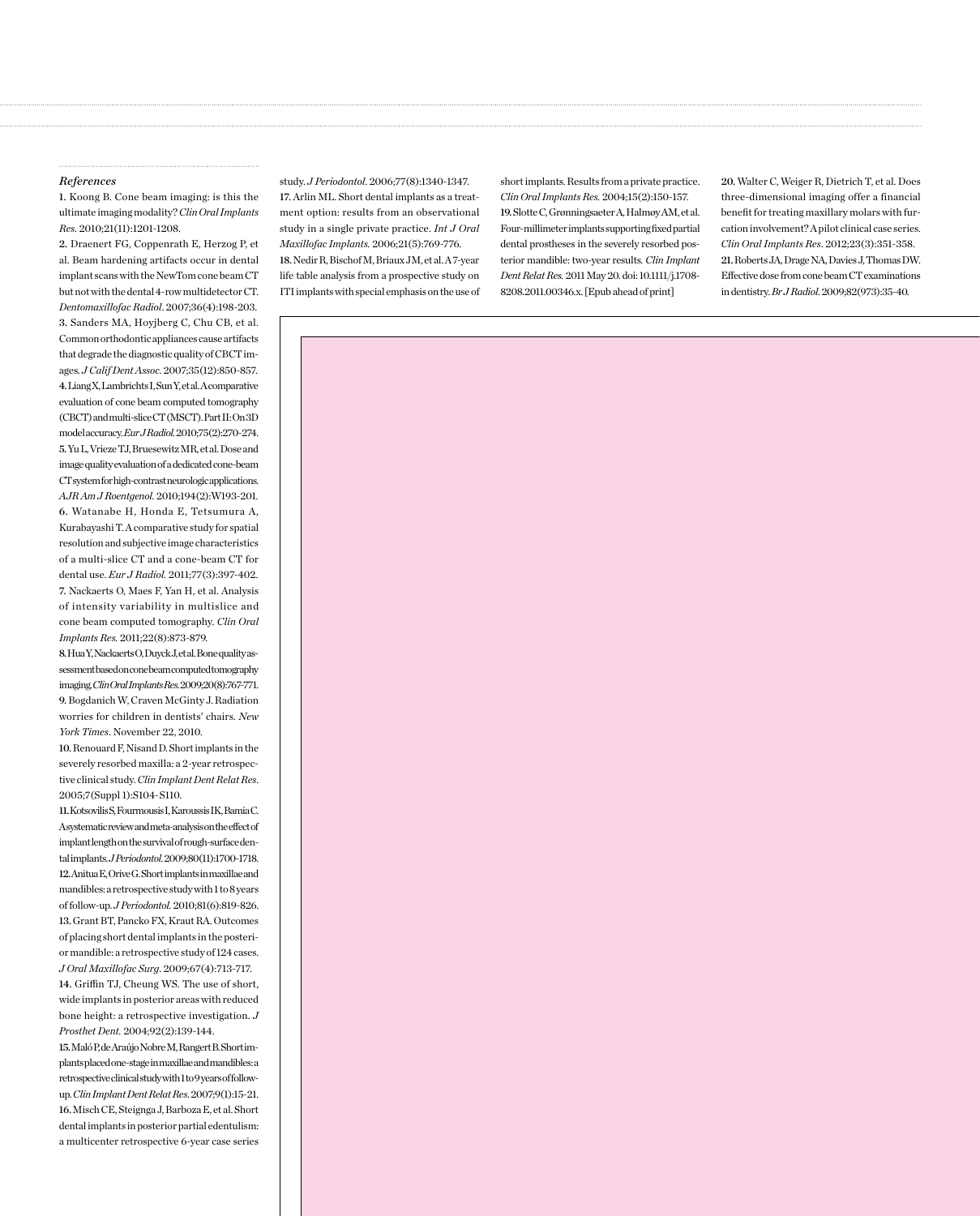*References*

**1.** Koong B. Cone beam imaging: is this the ultimate imaging modality? *Clin Oral Implants Res.* 2010;21(11):1201-1208.

**2.** Draenert FG, Coppenrath E, Herzog P, et al. Beam hardening artifacts occur in dental implant scans with the NewTom cone beam CT but not with the dental 4-row multidetector CT. *Dentomaxillofac Radiol.* 2007;36(4):198-203.

**3.** Sanders MA, Hoyjberg C, Chu CB, et al. Common orthodontic appliances cause artifacts that degrade the diagnostic quality of CBCT images. *J Calif Dent Assoc.* 2007;35(12):850-857.

**4.** Liang X, Lambrichts I, Sun Y, et al. A comparative evaluation of cone beam computed tomography (CBCT) and multi-slice CT (MSCT). Part II: On 3D model accuracy. *Eur J Radiol.* 2010;75(2):270-274.

**5.** Yu L, Vrieze TJ, Bruesewitz MR, et al. Dose and image quality evaluation of a dedicated cone-beam CT system for high-contrast neurologic applications. *AJR Am J Roentgenol.* 2010;194(2):W193-201.

**6.** Watanabe H, Honda E, Tetsumura A, Kurabayashi T. A comparative study for spatial resolution and subjective image characteristics of a multi-slice CT and a cone-beam CT for dental use. *Eur J Radiol.* 2011;77(3):397-402.

**7.** Nackaerts O, Maes F, Yan H, et al. Analysis of intensity variability in multislice and cone beam computed tomography. *Clin Oral Implants Res.* 2011;22(8):873-879.

**8.** Hua Y, Nackaerts O, Duyck J, et al. Bone quality assessment based on cone beam computed tomography imaging. *Clin Oral Implants Res.* 2009;20(8):767-771.

**9.** Bogdanich W, Craven McGinty J. Radiation worries for children in dentists' chairs. *New York Times*. November 22, 2010.

**10.** Renouard F, Nisand D. Short implants in the severely resorbed maxilla: a 2-year retrospective clinical study. *Clin Implant Dent Relat Res.* 2005;7(Suppl 1):S104-S110.

**11.** Kotsovilis S, Fourmousis I, Karoussis IK, Bamia C. A systematic review and meta-analysis on the effect of implant length on the survival of rough-surface dental implants. *J Periodontol.* 2009;80(11):1700-1718.

**12.** Anitua E, Orive G. Short implants in maxillae and mandibles: a retrospective study with 1 to 8 years of follow-up. *J Periodontol.* 2010;81(6):819-826.

**13.** Grant BT, Pancko FX, Kraut RA. Outcomes of placing short dental implants in the posterior mandible: a retrospective study of 124 cases. *J Oral Maxillofac Surg.* 2009;67(4):713-717.

**14.** Griffin TJ, Cheung WS. The use of short, wide implants in posterior areas with reduced bone height: a retrospective investigation. *J Prosthet Dent.* 2004;92(2):139-144.

**15.** Maló P, de Araújo Nobre M, Rangert B. Short implants placed one-stage in maxillae and mandibles: a retrospective clinical study with 1 to 9 years of follow-up. *Clin Implant Dent Relat Res.* 2007;9(1):15-21.

**16.** Misch CE, Steignga J, Barboza E, et al. Short dental implants in posterior partial edentulism: a multicenter retrospective 6-year case series study. *J Periodontol.* 2006;77(8):1340-1347.

**17.** Arlin ML. Short dental implants as a treatment option: results from an observational study in a single private practice. *Int J Oral Maxillofac Implants.* 2006;21(5):769-776.

**18.** Nedir R, Bischof M, Briaux JM, et al. A 7-year life table analysis from a prospective study on ITI implants with special emphasis on the use of short implants. Results from a private practice. *Clin Oral Implants Res.* 2004;15(2):150-157.

**19.** Slotte C, Grønningsaeter A, Halmøy AM, et al. Four-millimeter implants supporting fixed partial dental prostheses in the severely resorbed posterior mandible: two-year results. *Clin Implant Dent Relat Res.* 2011 May 20. doi: 10.1111/j.1708-8208.2011.00346.x. [Epub ahead of print]

**20.** Walter C, Weiger R, Dietrich T, et al. Does three-dimensional imaging offer a financial benefit for treating maxillary molars with furcation involvement? A pilot clinical case series. *Clin Oral Implants Res.* 2012;23(3):351-358.

**21.** Roberts JA, Drage NA, Davies J, Thomas DW. Effective dose from cone beam CT examinations in dentistry. *Br J Radiol.* 2009;82(973):35-40.